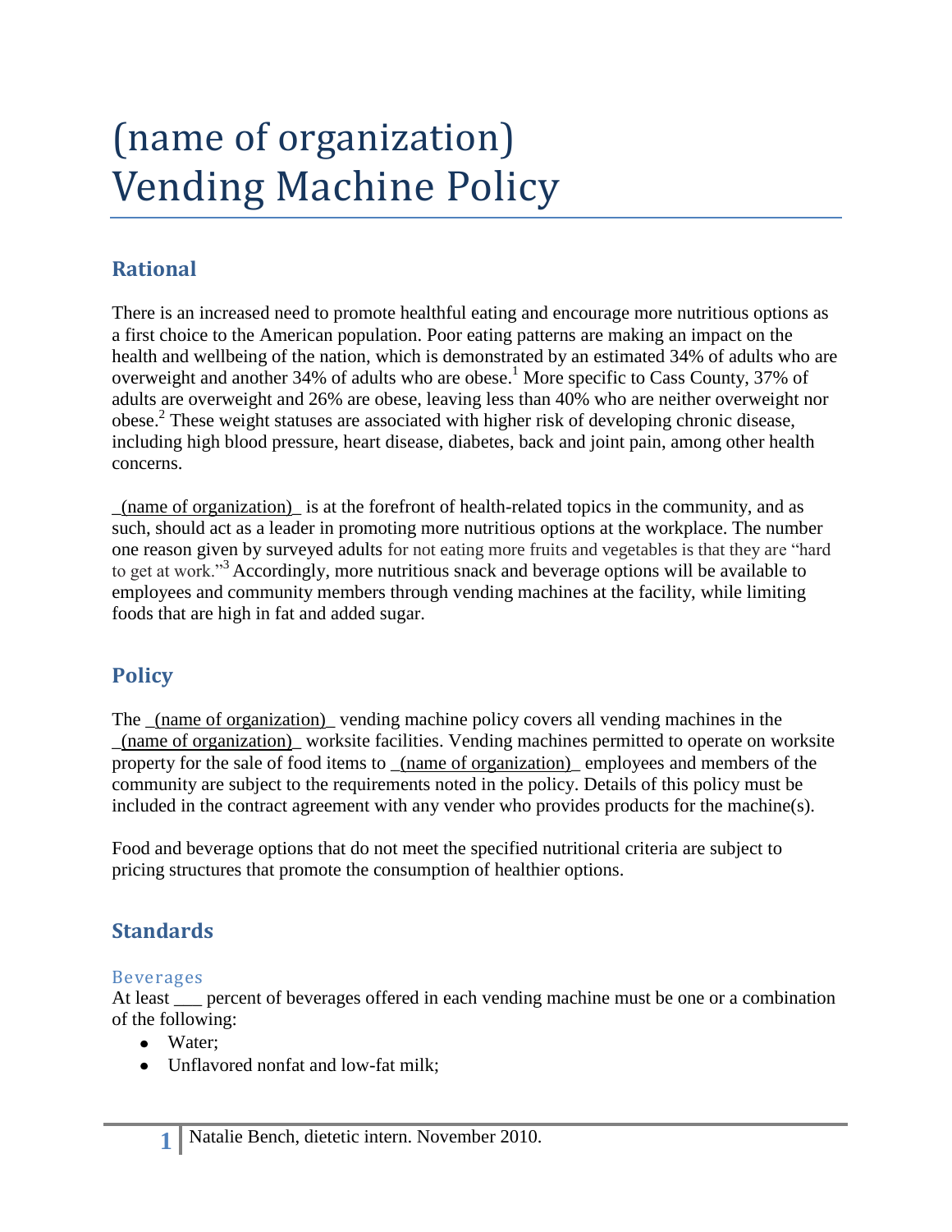# (name of organization) Vending Machine Policy

## Rational

There is an increased need to promote healthful eating and encourage more nutritious options as a first choice to the American population. Poor eating patterns are making an impact on the health and wellbeing of the nation, which is demonstrated by an estimated 34% of adults who are overweight and another 34% of adults who are obese.[1] More specific to Cass County, 37% of adults are overweight and 26% are obese, leaving less than 40% who are neither overweight nor obese.[2] These weight statuses are associated with higher risk of developing chronic disease, including high blood pressure, heart disease, diabetes, back and joint pain, among other health concerns.

_(name of organization)_ is at the forefront of health-related topics in the community, and as such, should act as a leader in promoting more nutritious options at the workplace. The number one reason given by surveyed adults for not eating more fruits and vegetables is that they are "hard to get at work."[3] Accordingly, more nutritious snack and beverage options will be available to employees and community members through vending machines at the facility, while limiting foods that are high in fat and added sugar.

## Policy

The _(name of organization)_ vending machine policy covers all vending machines in the _(name of organization)_ worksite facilities. Vending machines permitted to operate on worksite property for the sale of food items to _(name of organization)_ employees and members of the community are subject to the requirements noted in the policy. Details of this policy must be included in the contract agreement with any vender who provides products for the machine(s).

Food and beverage options that do not meet the specified nutritional criteria are subject to pricing structures that promote the consumption of healthier options.

## Standards

### Beverages

At least ___ percent of beverages offered in each vending machine must be one or a combination of the following:

- Water;
- Unflavored nonfat and low-fat milk;

Natalie Bench, dietetic intern. November 2010.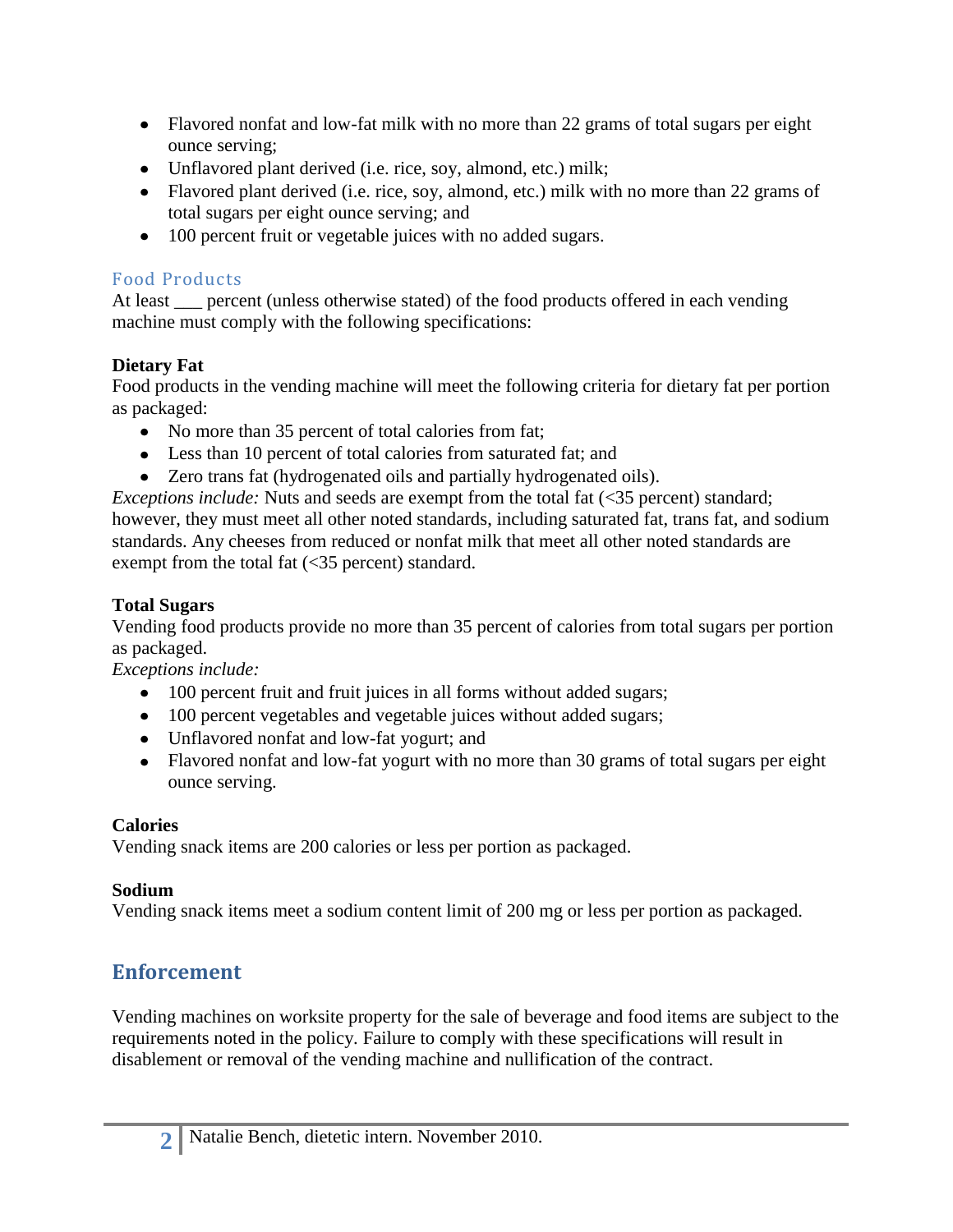- Flavored nonfat and low-fat milk with no more than 22 grams of total sugars per eight ounce serving;
- Unflavored plant derived (i.e. rice, soy, almond, etc.) milk;
- Flavored plant derived (i.e. rice, soy, almond, etc.) milk with no more than 22 grams of total sugars per eight ounce serving; and
- 100 percent fruit or vegetable juices with no added sugars.

### Food Products

At least ___ percent (unless otherwise stated) of the food products offered in each vending machine must comply with the following specifications:

**Dietary Fat**

Food products in the vending machine will meet the following criteria for dietary fat per portion as packaged:

- No more than 35 percent of total calories from fat;
- Less than 10 percent of total calories from saturated fat; and
- Zero trans fat (hydrogenated oils and partially hydrogenated oils).

*Exceptions include:* Nuts and seeds are exempt from the total fat (<35 percent) standard; however, they must meet all other noted standards, including saturated fat, trans fat, and sodium standards. Any cheeses from reduced or nonfat milk that meet all other noted standards are exempt from the total fat (<35 percent) standard.

**Total Sugars**

Vending food products provide no more than 35 percent of calories from total sugars per portion as packaged.

*Exceptions include:*

- 100 percent fruit and fruit juices in all forms without added sugars;
- 100 percent vegetables and vegetable juices without added sugars;
- Unflavored nonfat and low-fat yogurt; and
- Flavored nonfat and low-fat yogurt with no more than 30 grams of total sugars per eight ounce serving.

**Calories**

Vending snack items are 200 calories or less per portion as packaged.

**Sodium**

Vending snack items meet a sodium content limit of 200 mg or less per portion as packaged.

## Enforcement

Vending machines on worksite property for the sale of beverage and food items are subject to the requirements noted in the policy. Failure to comply with these specifications will result in disablement or removal of the vending machine and nullification of the contract.

Natalie Bench, dietetic intern. November 2010.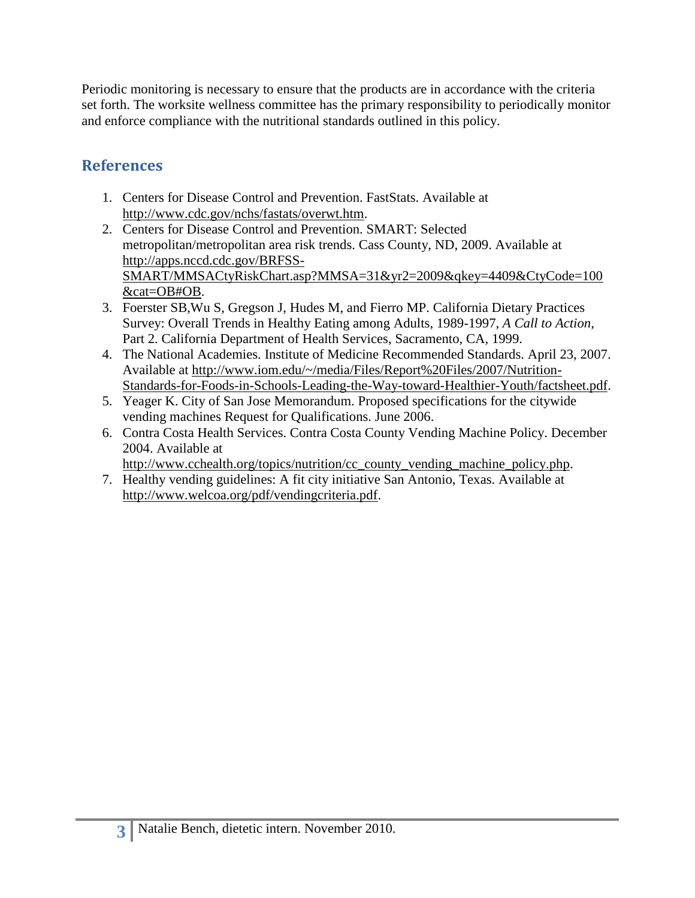Periodic monitoring is necessary to ensure that the products are in accordance with the criteria set forth. The worksite wellness committee has the primary responsibility to periodically monitor and enforce compliance with the nutritional standards outlined in this policy.

## References

1. Centers for Disease Control and Prevention. FastStats. Available at http://www.cdc.gov/nchs/fastats/overwt.htm.
2. Centers for Disease Control and Prevention. SMART: Selected metropolitan/metropolitan area risk trends. Cass County, ND, 2009. Available at http://apps.nccd.cdc.gov/BRFSS-SMART/MMSACtyRiskChart.asp?MMSA=31&yr2=2009&qkey=4409&CtyCode=100&cat=OB#OB.
3. Foerster SB,Wu S, Gregson J, Hudes M, and Fierro MP. California Dietary Practices Survey: Overall Trends in Healthy Eating among Adults, 1989-1997, *A Call to Action*, Part 2. California Department of Health Services, Sacramento, CA, 1999.
4. The National Academies. Institute of Medicine Recommended Standards. April 23, 2007. Available at http://www.iom.edu/~/media/Files/Report%20Files/2007/Nutrition-Standards-for-Foods-in-Schools-Leading-the-Way-toward-Healthier-Youth/factsheet.pdf.
5. Yeager K. City of San Jose Memorandum. Proposed specifications for the citywide vending machines Request for Qualifications. June 2006.
6. Contra Costa Health Services. Contra Costa County Vending Machine Policy. December 2004. Available at http://www.cchealth.org/topics/nutrition/cc_county_vending_machine_policy.php.
7. Healthy vending guidelines: A fit city initiative San Antonio, Texas. Available at http://www.welcoa.org/pdf/vendingcriteria.pdf.